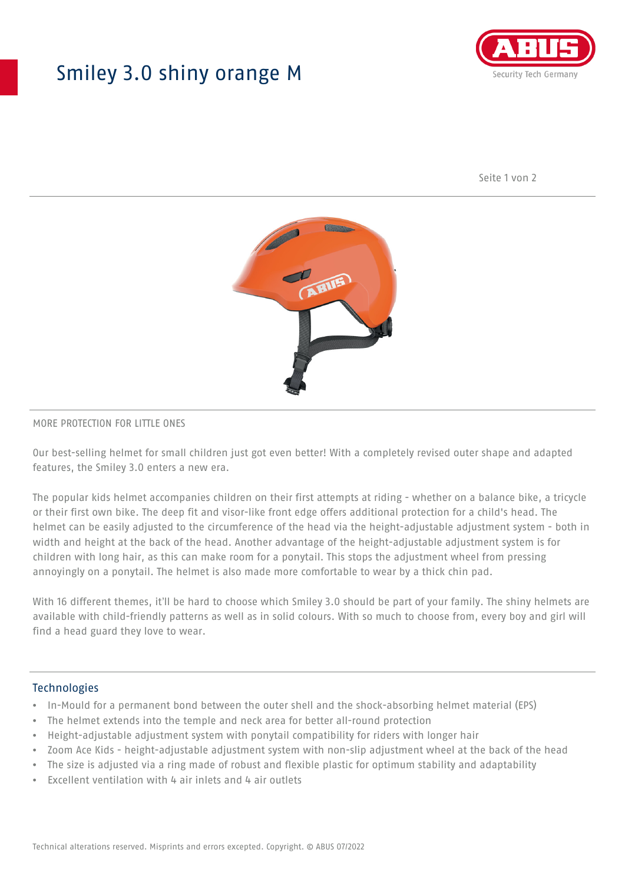# Smiley 3.0 shiny orange M

MORE PROTECTION FOR LITTLE ONES

Our best-selling helmet for small children just got even better! With a completely revised outer shape and adapted features, the Smiley 3.0 enters a new era.

The popular kids helmet accompanies children on their first attempts at riding - whether on a balance bike, a tricycle or their first own bike. The deep fit and visor-like front edge offers additional protection for a child's head. The helmet can be easily adjusted to the circumference of the head via the height-adjustable adjustment system - both in width and height at the back of the head. Another advantage of the height-adjustable adjustment system is for children with long hair, as this can make room for a ponytail. This stops the adjustment wheel from pressing annoyingly on a ponytail. The helmet is also made more comfortable to wear by a thick chin pad.

With 16 different themes, it'll be hard to choose which Smiley 3.0 should be part of your family. The shiny helmets are available with child-friendly patterns as well as in solid colours. With so much to choose from, every boy and girl will find a head guard they love to wear.

## Technologies

- In-Mould for a permanent bond between the outer shell and the shock-absorbing helmet material (EPS)
- The helmet extends into the temple and neck area for better all-round protection
- Height-adjustable adjustment system with ponytail compatibility for riders with longer hair
- Zoom Ace Kids - height-adjustable adjustment system with non-slip adjustment wheel at the back of the head
- The size is adjusted via a ring made of robust and flexible plastic for optimum stability and adaptability
- Excellent ventilation with 4 air inlets and 4 air outlets

Technical alterations reserved. Misprints and errors excepted. Copyright. © ABUS 07/2022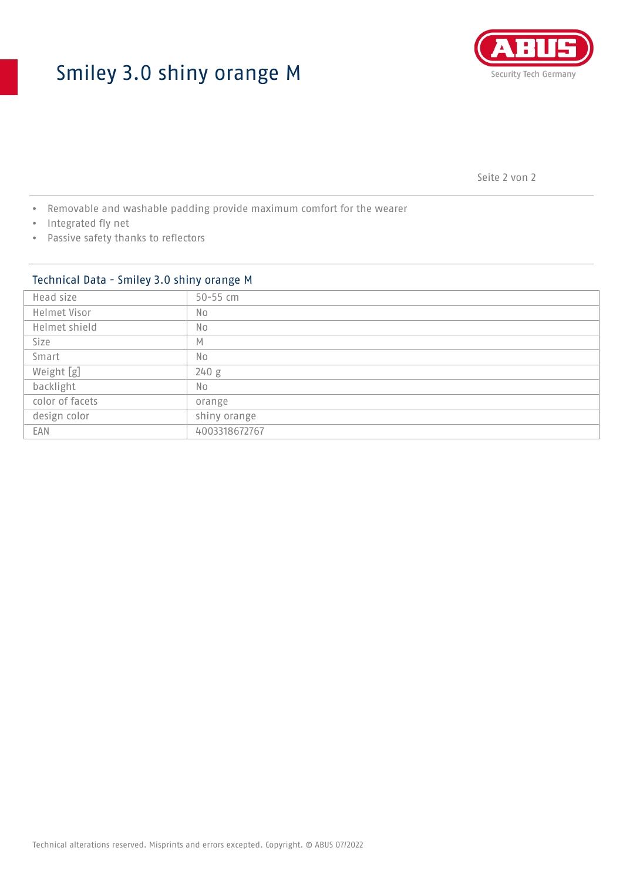# Smiley 3.0 shiny orange M

- Removable and washable padding provide maximum comfort for the wearer
- Integrated fly net
- Passive safety thanks to reflectors

## Technical Data - Smiley 3.0 shiny orange M

| | |
|---|---|
| Head size | 50-55 cm |
| Helmet Visor | No |
| Helmet shield | No |
| Size | M |
| Smart | No |
| Weight [g] | 240 g |
| backlight | No |
| color of facets | orange |
| design color | shiny orange |
| EAN | 4003318672767 |

Technical alterations reserved. Misprints and errors excepted. Copyright. © ABUS 07/2022